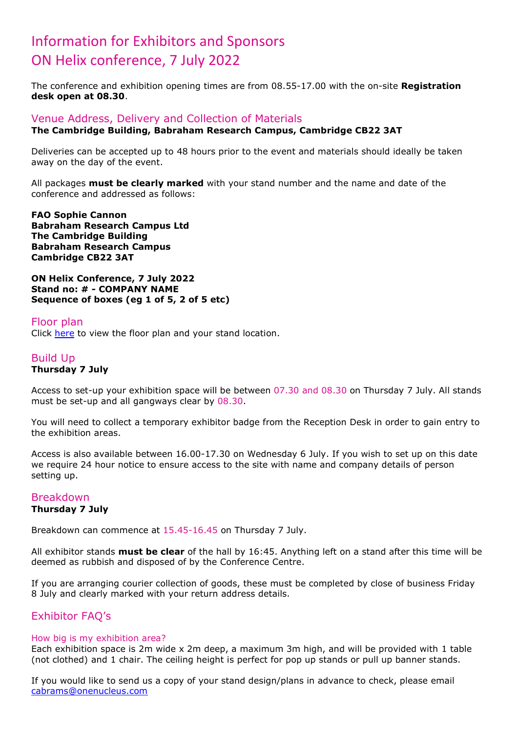# Information for Exhibitors and Sponsors
# ON Helix conference, 7 July 2022

The conference and exhibition opening times are from 08.55-17.00 with the on-site **Registration desk open at 08.30**.

## Venue Address, Delivery and Collection of Materials

**The Cambridge Building, Babraham Research Campus, Cambridge CB22 3AT**

Deliveries can be accepted up to 48 hours prior to the event and materials should ideally be taken away on the day of the event.

All packages **must be clearly marked** with your stand number and the name and date of the conference and addressed as follows:

**FAO Sophie Cannon**
**Babraham Research Campus Ltd**
**The Cambridge Building**
**Babraham Research Campus**
**Cambridge CB22 3AT**

**ON Helix Conference, 7 July 2022**
**Stand no: # - COMPANY NAME**
**Sequence of boxes (eg 1 of 5, 2 of 5 etc)**

## Floor plan

Click here to view the floor plan and your stand location.

## Build Up

**Thursday 7 July**

Access to set-up your exhibition space will be between 07.30 and 08.30 on Thursday 7 July. All stands must be set-up and all gangways clear by 08.30.

You will need to collect a temporary exhibitor badge from the Reception Desk in order to gain entry to the exhibition areas.

Access is also available between 16.00-17.30 on Wednesday 6 July. If you wish to set up on this date we require 24 hour notice to ensure access to the site with name and company details of person setting up.

## Breakdown

**Thursday 7 July**

Breakdown can commence at 15.45-16.45 on Thursday 7 July.

All exhibitor stands **must be clear** of the hall by 16:45. Anything left on a stand after this time will be deemed as rubbish and disposed of by the Conference Centre.

If you are arranging courier collection of goods, these must be completed by close of business Friday 8 July and clearly marked with your return address details.

## Exhibitor FAQ's

### How big is my exhibition area?

Each exhibition space is 2m wide x 2m deep, a maximum 3m high, and will be provided with 1 table (not clothed) and 1 chair. The ceiling height is perfect for pop up stands or pull up banner stands.

If you would like to send us a copy of your stand design/plans in advance to check, please email cabrams@onenucleus.com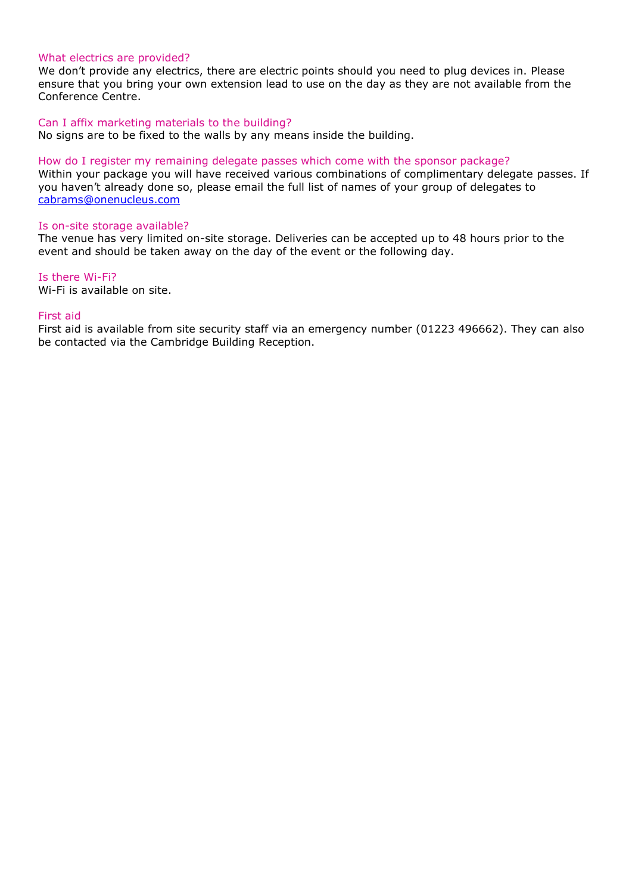### What electrics are provided?

We don't provide any electrics, there are electric points should you need to plug devices in. Please ensure that you bring your own extension lead to use on the day as they are not available from the Conference Centre.

### Can I affix marketing materials to the building?

No signs are to be fixed to the walls by any means inside the building.

### How do I register my remaining delegate passes which come with the sponsor package?

Within your package you will have received various combinations of complimentary delegate passes. If you haven't already done so, please email the full list of names of your group of delegates to [cabrams@onenucleus.com](mailto:cabrams@onenucleus.com)

### Is on-site storage available?

The venue has very limited on-site storage. Deliveries can be accepted up to 48 hours prior to the event and should be taken away on the day of the event or the following day.

### Is there Wi-Fi?

Wi-Fi is available on site.

### First aid

First aid is available from site security staff via an emergency number (01223 496662). They can also be contacted via the Cambridge Building Reception.